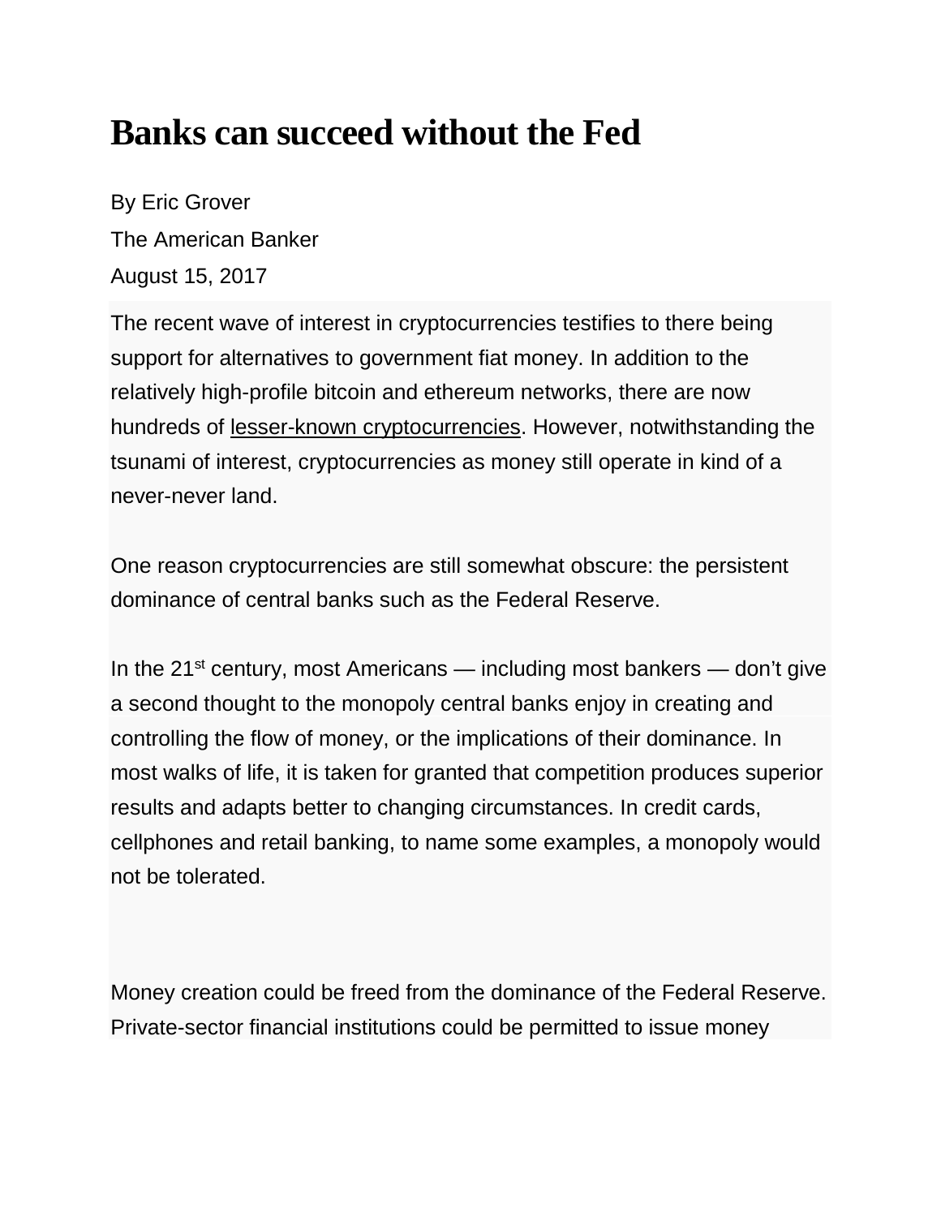# Banks can succeed without the Fed

By Eric Grover

The American Banker

August 15, 2017

The recent wave of interest in cryptocurrencies testifies to there being support for alternatives to government fiat money. In addition to the relatively high-profile bitcoin and ethereum networks, there are now hundreds of lesser-known cryptocurrencies. However, notwithstanding the tsunami of interest, cryptocurrencies as money still operate in kind of a never-never land.

One reason cryptocurrencies are still somewhat obscure: the persistent dominance of central banks such as the Federal Reserve.

In the 21st century, most Americans — including most bankers — don't give a second thought to the monopoly central banks enjoy in creating and controlling the flow of money, or the implications of their dominance. In most walks of life, it is taken for granted that competition produces superior results and adapts better to changing circumstances. In credit cards, cellphones and retail banking, to name some examples, a monopoly would not be tolerated.

Money creation could be freed from the dominance of the Federal Reserve. Private-sector financial institutions could be permitted to issue money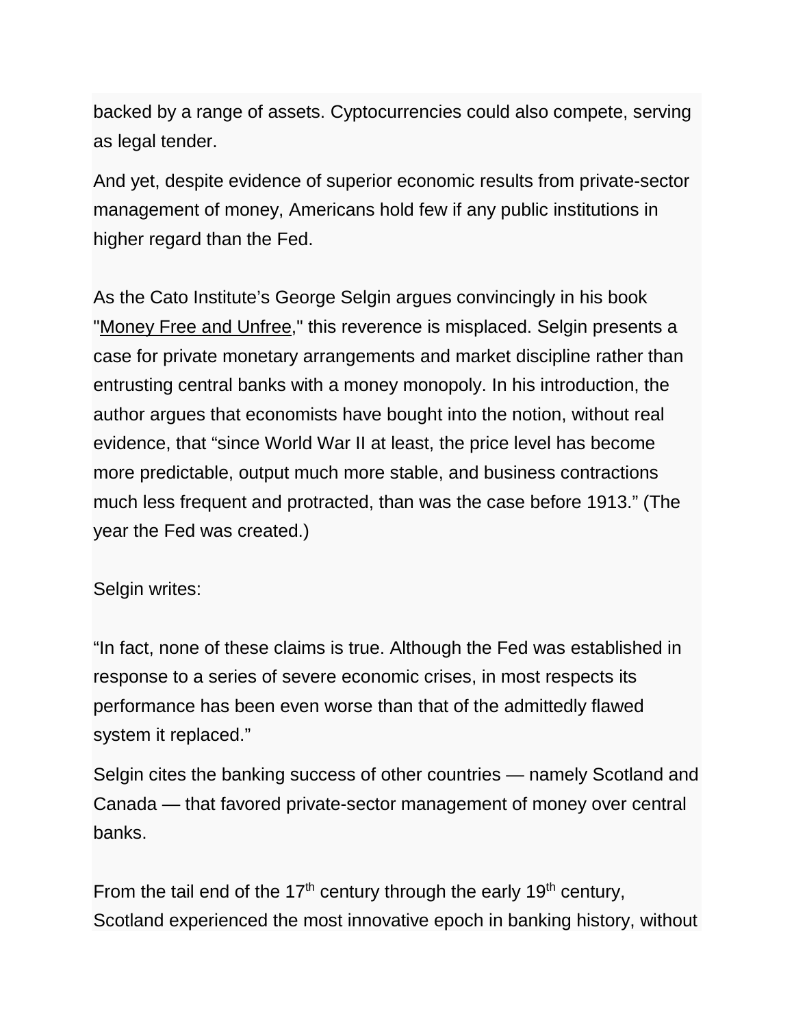backed by a range of assets. Cyptocurrencies could also compete, serving as legal tender.

And yet, despite evidence of superior economic results from private-sector management of money, Americans hold few if any public institutions in higher regard than the Fed.

As the Cato Institute's George Selgin argues convincingly in his book "Money Free and Unfree," this reverence is misplaced. Selgin presents a case for private monetary arrangements and market discipline rather than entrusting central banks with a money monopoly. In his introduction, the author argues that economists have bought into the notion, without real evidence, that "since World War II at least, the price level has become more predictable, output much more stable, and business contractions much less frequent and protracted, than was the case before 1913." (The year the Fed was created.)

Selgin writes:

"In fact, none of these claims is true. Although the Fed was established in response to a series of severe economic crises, in most respects its performance has been even worse than that of the admittedly flawed system it replaced."

Selgin cites the banking success of other countries — namely Scotland and Canada — that favored private-sector management of money over central banks.

From the tail end of the 17th century through the early 19th century, Scotland experienced the most innovative epoch in banking history, without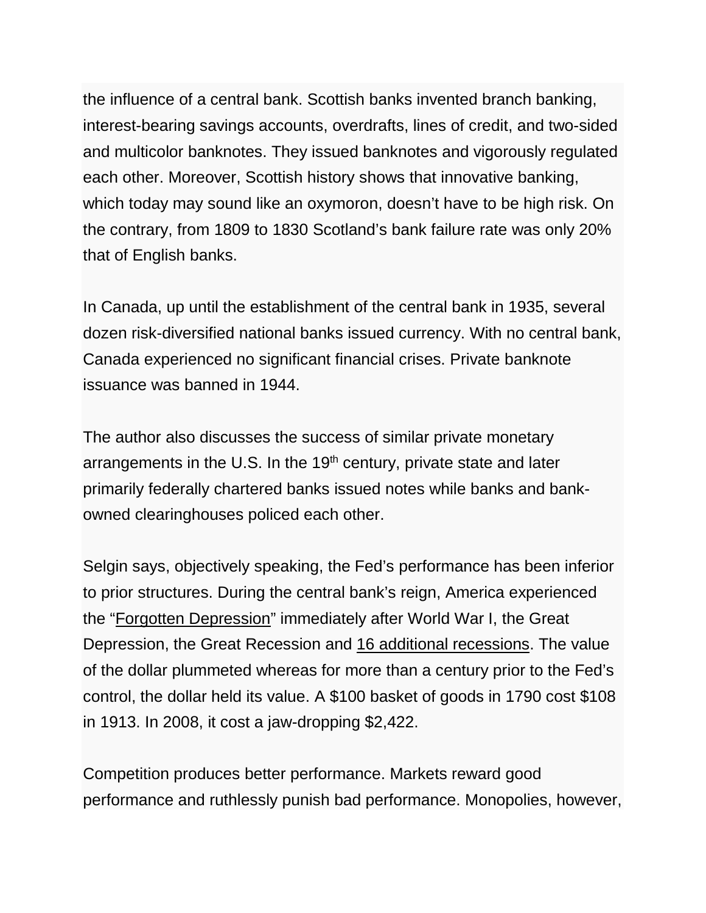the influence of a central bank. Scottish banks invented branch banking, interest-bearing savings accounts, overdrafts, lines of credit, and two-sided and multicolor banknotes. They issued banknotes and vigorously regulated each other. Moreover, Scottish history shows that innovative banking, which today may sound like an oxymoron, doesn't have to be high risk. On the contrary, from 1809 to 1830 Scotland's bank failure rate was only 20% that of English banks.

In Canada, up until the establishment of the central bank in 1935, several dozen risk-diversified national banks issued currency. With no central bank, Canada experienced no significant financial crises. Private banknote issuance was banned in 1944.

The author also discusses the success of similar private monetary arrangements in the U.S. In the 19th century, private state and later primarily federally chartered banks issued notes while banks and bank-owned clearinghouses policed each other.

Selgin says, objectively speaking, the Fed's performance has been inferior to prior structures. During the central bank's reign, America experienced the "Forgotten Depression" immediately after World War I, the Great Depression, the Great Recession and 16 additional recessions. The value of the dollar plummeted whereas for more than a century prior to the Fed's control, the dollar held its value. A $100 basket of goods in 1790 cost $108 in 1913. In 2008, it cost a jaw-dropping $2,422.

Competition produces better performance. Markets reward good performance and ruthlessly punish bad performance. Monopolies, however,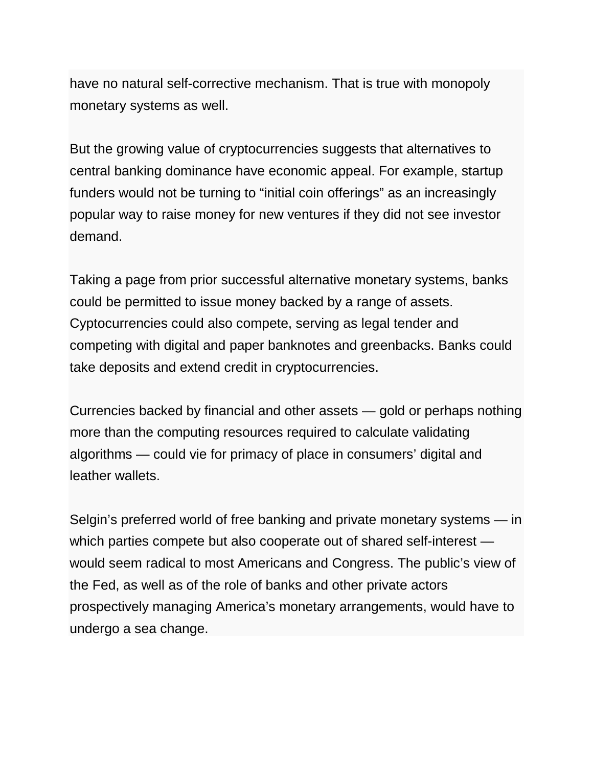have no natural self-corrective mechanism. That is true with monopoly monetary systems as well.

But the growing value of cryptocurrencies suggests that alternatives to central banking dominance have economic appeal. For example, startup funders would not be turning to “initial coin offerings” as an increasingly popular way to raise money for new ventures if they did not see investor demand.

Taking a page from prior successful alternative monetary systems, banks could be permitted to issue money backed by a range of assets. Cyptocurrencies could also compete, serving as legal tender and competing with digital and paper banknotes and greenbacks. Banks could take deposits and extend credit in cryptocurrencies.

Currencies backed by financial and other assets — gold or perhaps nothing more than the computing resources required to calculate validating algorithms — could vie for primacy of place in consumers’ digital and leather wallets.

Selgin’s preferred world of free banking and private monetary systems — in which parties compete but also cooperate out of shared self-interest — would seem radical to most Americans and Congress. The public’s view of the Fed, as well as of the role of banks and other private actors prospectively managing America’s monetary arrangements, would have to undergo a sea change.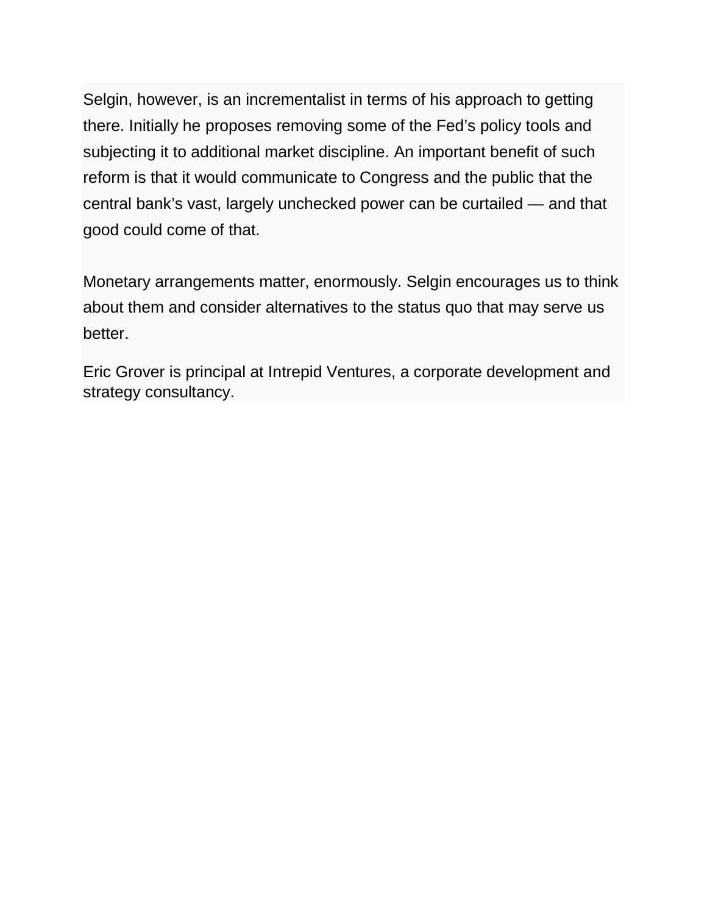Selgin, however, is an incrementalist in terms of his approach to getting there. Initially he proposes removing some of the Fed's policy tools and subjecting it to additional market discipline. An important benefit of such reform is that it would communicate to Congress and the public that the central bank's vast, largely unchecked power can be curtailed — and that good could come of that.

Monetary arrangements matter, enormously. Selgin encourages us to think about them and consider alternatives to the status quo that may serve us better.

Eric Grover is principal at Intrepid Ventures, a corporate development and strategy consultancy.